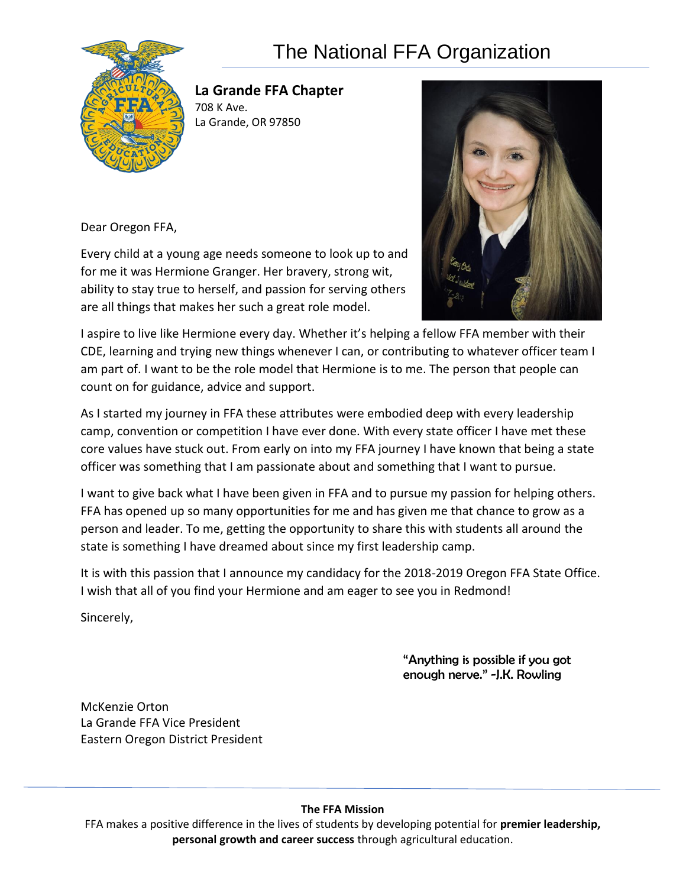# The National FFA Organization

**La Grande FFA Chapter**
708 K Ave.
La Grande, OR 97850

Dear Oregon FFA,

Every child at a young age needs someone to look up to and for me it was Hermione Granger. Her bravery, strong wit, ability to stay true to herself, and passion for serving others are all things that makes her such a great role model.

I aspire to live like Hermione every day. Whether it's helping a fellow FFA member with their CDE, learning and trying new things whenever I can, or contributing to whatever officer team I am part of. I want to be the role model that Hermione is to me. The person that people can count on for guidance, advice and support.

As I started my journey in FFA these attributes were embodied deep with every leadership camp, convention or competition I have ever done. With every state officer I have met these core values have stuck out. From early on into my FFA journey I have known that being a state officer was something that I am passionate about and something that I want to pursue.

I want to give back what I have been given in FFA and to pursue my passion for helping others. FFA has opened up so many opportunities for me and has given me that chance to grow as a person and leader. To me, getting the opportunity to share this with students all around the state is something I have dreamed about since my first leadership camp.

It is with this passion that I announce my candidacy for the 2018-2019 Oregon FFA State Office. I wish that all of you find your Hermione and am eager to see you in Redmond!

Sincerely,

"Anything is possible if you got enough nerve." -J.K. Rowling

McKenzie Orton
La Grande FFA Vice President
Eastern Oregon District President

**The FFA Mission**

FFA makes a positive difference in the lives of students by developing potential for **premier leadership, personal growth and career success** through agricultural education.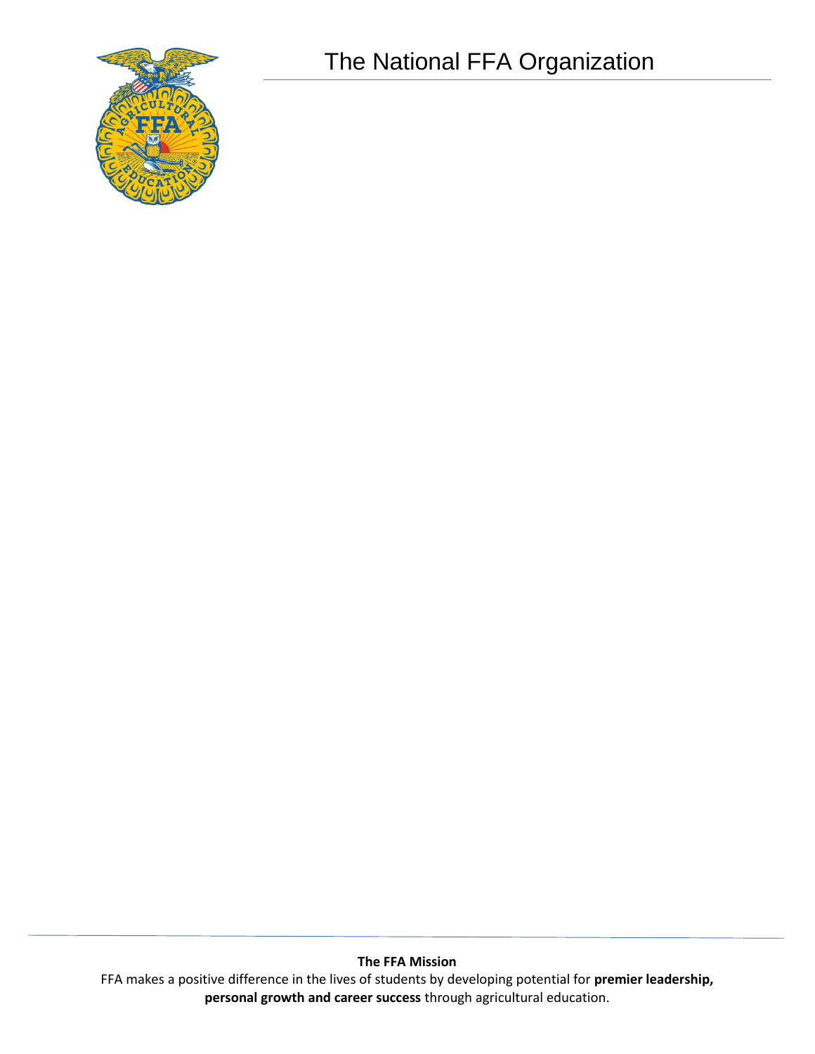# The National FFA Organization

**The FFA Mission**

FFA makes a positive difference in the lives of students by developing potential for **premier leadership, personal growth and career success** through agricultural education.